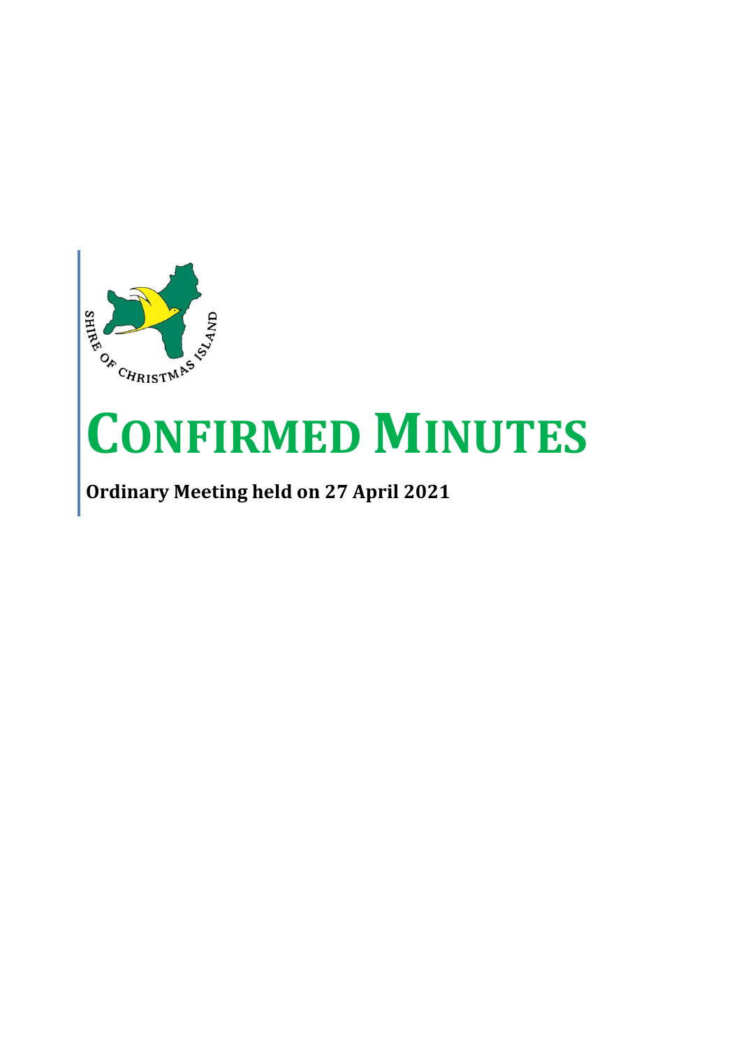# CONFIRMED MINUTES

**Ordinary Meeting held on 27 April 2021**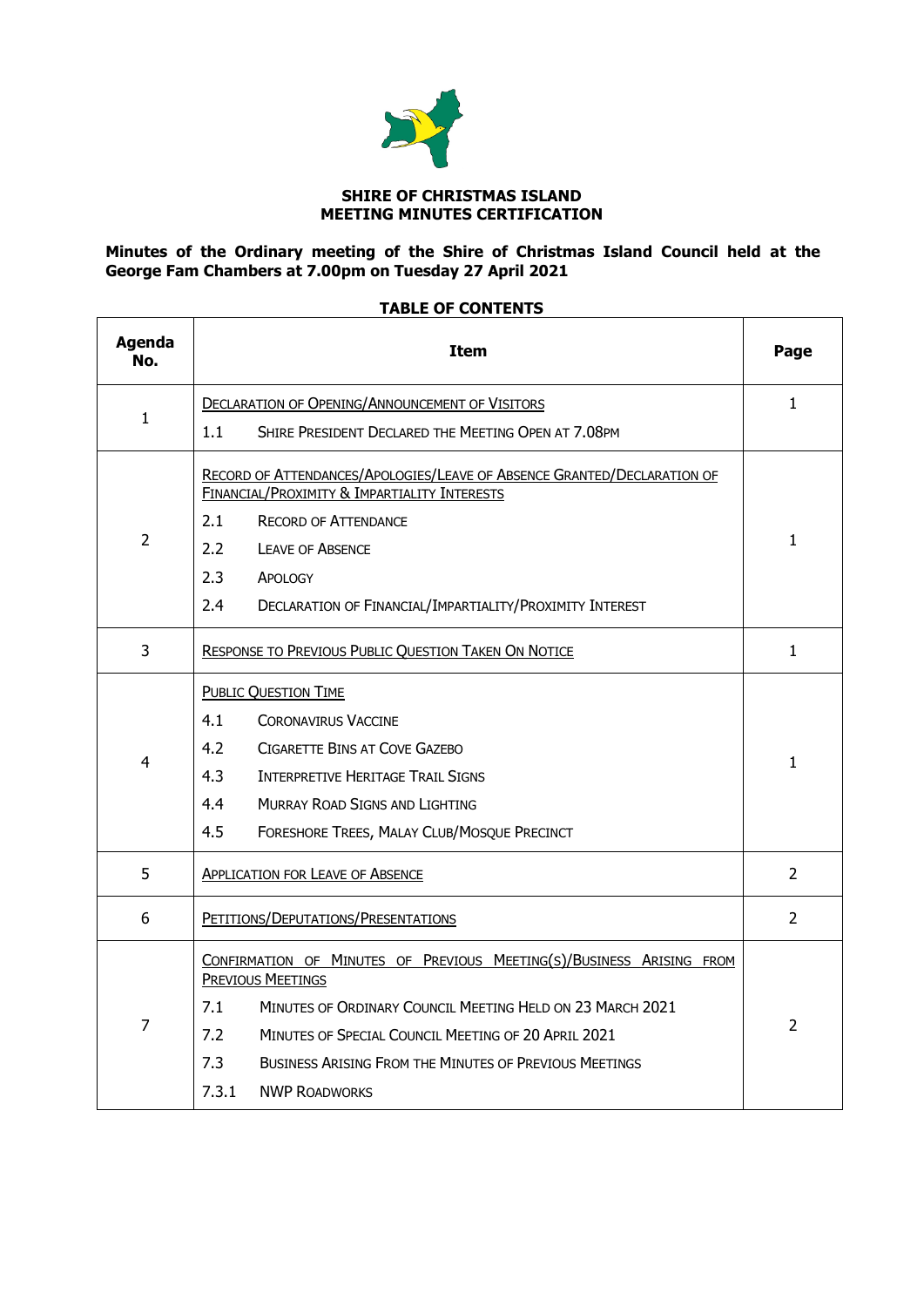**SHIRE OF CHRISTMAS ISLAND**
**MEETING MINUTES CERTIFICATION**

**Minutes of the Ordinary meeting of the Shire of Christmas Island Council held at the George Fam Chambers at 7.00pm on Tuesday 27 April 2021**

**TABLE OF CONTENTS**

| Agenda No. | Item | Page |
|---|---|---|
| 1 | DECLARATION OF OPENING/ANNOUNCEMENT OF VISITORS<br>1.1 SHIRE PRESIDENT DECLARED THE MEETING OPEN AT 7.08PM | 1 |
| 2 | RECORD OF ATTENDANCES/APOLOGIES/LEAVE OF ABSENCE GRANTED/DECLARATION OF FINANCIAL/PROXIMITY & IMPARTIALITY INTERESTS<br>2.1 RECORD OF ATTENDANCE<br>2.2 LEAVE OF ABSENCE<br>2.3 APOLOGY<br>2.4 DECLARATION OF FINANCIAL/IMPARTIALITY/PROXIMITY INTEREST | 1 |
| 3 | RESPONSE TO PREVIOUS PUBLIC QUESTION TAKEN ON NOTICE | 1 |
| 4 | PUBLIC QUESTION TIME<br>4.1 CORONAVIRUS VACCINE<br>4.2 CIGARETTE BINS AT COVE GAZEBO<br>4.3 INTERPRETIVE HERITAGE TRAIL SIGNS<br>4.4 MURRAY ROAD SIGNS AND LIGHTING<br>4.5 FORESHORE TREES, MALAY CLUB/MOSQUE PRECINCT | 1 |
| 5 | APPLICATION FOR LEAVE OF ABSENCE | 2 |
| 6 | PETITIONS/DEPUTATIONS/PRESENTATIONS | 2 |
| 7 | CONFIRMATION OF MINUTES OF PREVIOUS MEETING(S)/BUSINESS ARISING FROM PREVIOUS MEETINGS<br>7.1 MINUTES OF ORDINARY COUNCIL MEETING HELD ON 23 MARCH 2021<br>7.2 MINUTES OF SPECIAL COUNCIL MEETING OF 20 APRIL 2021<br>7.3 BUSINESS ARISING FROM THE MINUTES OF PREVIOUS MEETINGS<br>7.3.1 NWP ROADWORKS | 2 |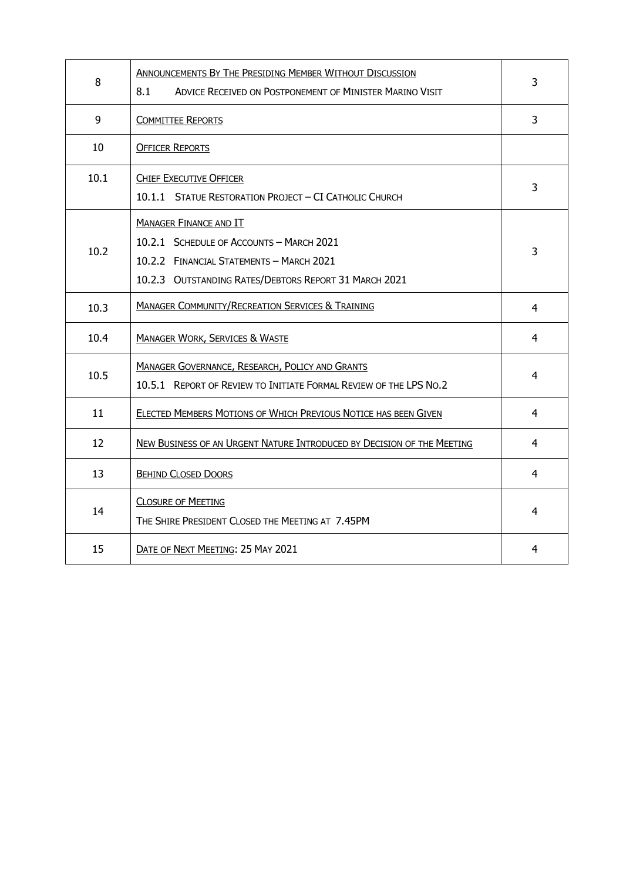| | | |
|---|---|---|
| 8 | ANNOUNCEMENTS BY THE PRESIDING MEMBER WITHOUT DISCUSSION<br>8.1 ADVICE RECEIVED ON POSTPONEMENT OF MINISTER MARINO VISIT | 3 |
| 9 | COMMITTEE REPORTS | 3 |
| 10 | OFFICER REPORTS | |
| 10.1 | CHIEF EXECUTIVE OFFICER<br>10.1.1 STATUE RESTORATION PROJECT – CI CATHOLIC CHURCH | 3 |
| 10.2 | MANAGER FINANCE AND IT<br>10.2.1 SCHEDULE OF ACCOUNTS – MARCH 2021<br>10.2.2 FINANCIAL STATEMENTS – MARCH 2021<br>10.2.3 OUTSTANDING RATES/DEBTORS REPORT 31 MARCH 2021 | 3 |
| 10.3 | MANAGER COMMUNITY/RECREATION SERVICES & TRAINING | 4 |
| 10.4 | MANAGER WORK, SERVICES & WASTE | 4 |
| 10.5 | MANAGER GOVERNANCE, RESEARCH, POLICY AND GRANTS<br>10.5.1 REPORT OF REVIEW TO INITIATE FORMAL REVIEW OF THE LPS NO.2 | 4 |
| 11 | ELECTED MEMBERS MOTIONS OF WHICH PREVIOUS NOTICE HAS BEEN GIVEN | 4 |
| 12 | NEW BUSINESS OF AN URGENT NATURE INTRODUCED BY DECISION OF THE MEETING | 4 |
| 13 | BEHIND CLOSED DOORS | 4 |
| 14 | CLOSURE OF MEETING<br>THE SHIRE PRESIDENT CLOSED THE MEETING AT 7.45PM | 4 |
| 15 | DATE OF NEXT MEETING: 25 MAY 2021 | 4 |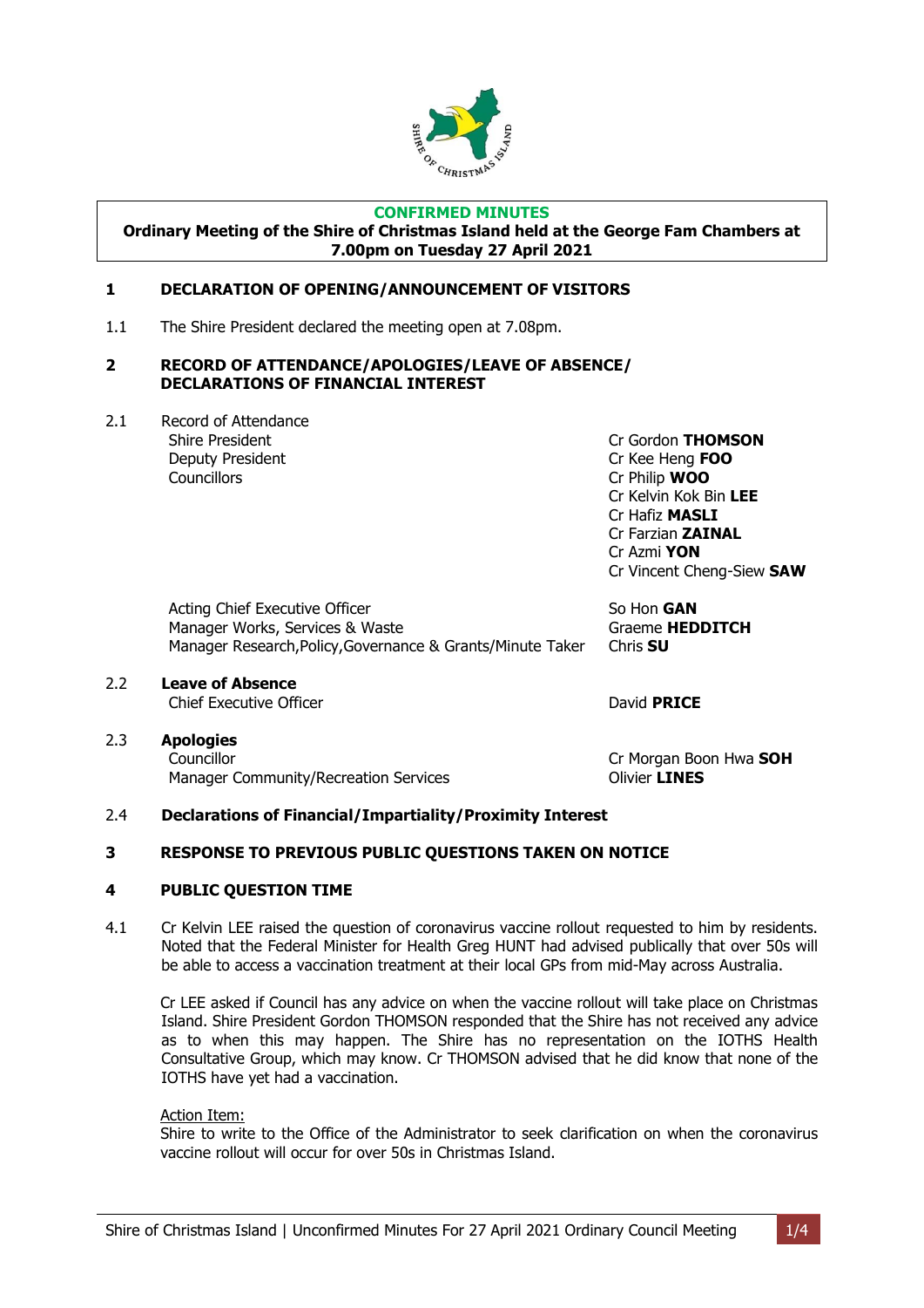**CONFIRMED MINUTES**

**Ordinary Meeting of the Shire of Christmas Island held at the George Fam Chambers at 7.00pm on Tuesday 27 April 2021**

## 1 DECLARATION OF OPENING/ANNOUNCEMENT OF VISITORS

1.1 The Shire President declared the meeting open at 7.08pm.

## 2 RECORD OF ATTENDANCE/APOLOGIES/LEAVE OF ABSENCE/ DECLARATIONS OF FINANCIAL INTEREST

2.1 Record of Attendance

| | |
|---|---|
| Shire President | Cr Gordon **THOMSON** |
| Deputy President | Cr Kee Heng **FOO** |
| Councillors | Cr Philip **WOO** |
| | Cr Kelvin Kok Bin **LEE** |
| | Cr Hafiz **MASLI** |
| | Cr Farzian **ZAINAL** |
| | Cr Azmi **YON** |
| | Cr Vincent Cheng-Siew **SAW** |
| Acting Chief Executive Officer | So Hon **GAN** |
| Manager Works, Services & Waste | Graeme **HEDDITCH** |
| Manager Research,Policy,Governance & Grants/Minute Taker | Chris **SU** |

2.2 **Leave of Absence**

| | |
|---|---|
| Chief Executive Officer | David **PRICE** |

2.3 **Apologies**

| | |
|---|---|
| Councillor | Cr Morgan Boon Hwa **SOH** |
| Manager Community/Recreation Services | Olivier **LINES** |

2.4 **Declarations of Financial/Impartiality/Proximity Interest**

## 3 RESPONSE TO PREVIOUS PUBLIC QUESTIONS TAKEN ON NOTICE

## 4 PUBLIC QUESTION TIME

4.1 Cr Kelvin LEE raised the question of coronavirus vaccine rollout requested to him by residents. Noted that the Federal Minister for Health Greg HUNT had advised publically that over 50s will be able to access a vaccination treatment at their local GPs from mid-May across Australia.

Cr LEE asked if Council has any advice on when the vaccine rollout will take place on Christmas Island. Shire President Gordon THOMSON responded that the Shire has not received any advice as to when this may happen. The Shire has no representation on the IOTHS Health Consultative Group, which may know. Cr THOMSON advised that he did know that none of the IOTHS have yet had a vaccination.

Action Item:
Shire to write to the Office of the Administrator to seek clarification on when the coronavirus vaccine rollout will occur for over 50s in Christmas Island.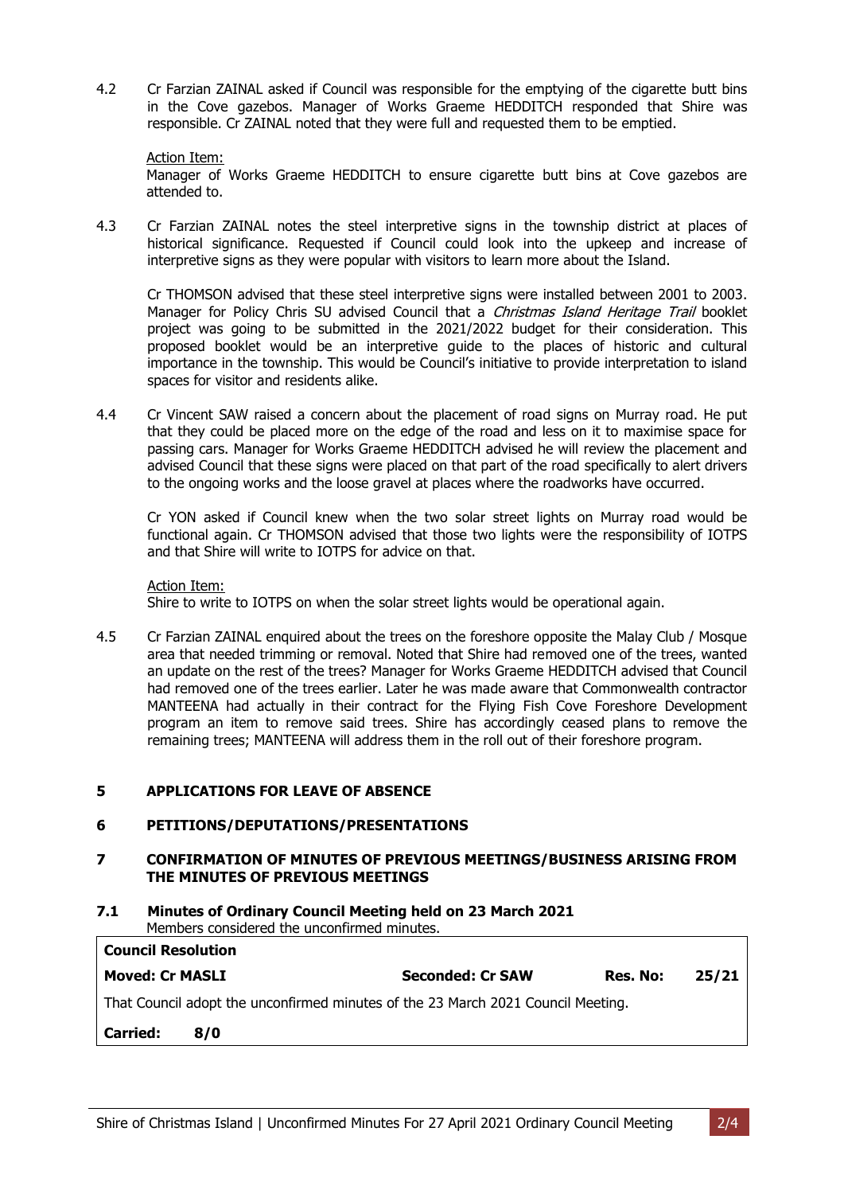4.2 Cr Farzian ZAINAL asked if Council was responsible for the emptying of the cigarette butt bins in the Cove gazebos. Manager of Works Graeme HEDDITCH responded that Shire was responsible. Cr ZAINAL noted that they were full and requested them to be emptied.

Action Item:
Manager of Works Graeme HEDDITCH to ensure cigarette butt bins at Cove gazebos are attended to.

4.3 Cr Farzian ZAINAL notes the steel interpretive signs in the township district at places of historical significance. Requested if Council could look into the upkeep and increase of interpretive signs as they were popular with visitors to learn more about the Island.

Cr THOMSON advised that these steel interpretive signs were installed between 2001 to 2003. Manager for Policy Chris SU advised Council that a *Christmas Island Heritage Trail* booklet project was going to be submitted in the 2021/2022 budget for their consideration. This proposed booklet would be an interpretive guide to the places of historic and cultural importance in the township. This would be Council's initiative to provide interpretation to island spaces for visitor and residents alike.

4.4 Cr Vincent SAW raised a concern about the placement of road signs on Murray road. He put that they could be placed more on the edge of the road and less on it to maximise space for passing cars. Manager for Works Graeme HEDDITCH advised he will review the placement and advised Council that these signs were placed on that part of the road specifically to alert drivers to the ongoing works and the loose gravel at places where the roadworks have occurred.

Cr YON asked if Council knew when the two solar street lights on Murray road would be functional again. Cr THOMSON advised that those two lights were the responsibility of IOTPS and that Shire will write to IOTPS for advice on that.

Action Item:
Shire to write to IOTPS on when the solar street lights would be operational again.

4.5 Cr Farzian ZAINAL enquired about the trees on the foreshore opposite the Malay Club / Mosque area that needed trimming or removal. Noted that Shire had removed one of the trees, wanted an update on the rest of the trees? Manager for Works Graeme HEDDITCH advised that Council had removed one of the trees earlier. Later he was made aware that Commonwealth contractor MANTEENA had actually in their contract for the Flying Fish Cove Foreshore Development program an item to remove said trees. Shire has accordingly ceased plans to remove the remaining trees; MANTEENA will address them in the roll out of their foreshore program.

## 5 APPLICATIONS FOR LEAVE OF ABSENCE

## 6 PETITIONS/DEPUTATIONS/PRESENTATIONS

## 7 CONFIRMATION OF MINUTES OF PREVIOUS MEETINGS/BUSINESS ARISING FROM THE MINUTES OF PREVIOUS MEETINGS

### 7.1 Minutes of Ordinary Council Meeting held on 23 March 2021

Members considered the unconfirmed minutes.

| **Council Resolution** | | | |
|---|---|---|---|
| **Moved: Cr MASLI** | **Seconded: Cr SAW** | **Res. No:** | **25/21** |
| That Council adopt the unconfirmed minutes of the 23 March 2021 Council Meeting. | | | |
| **Carried: 8/0** | | | |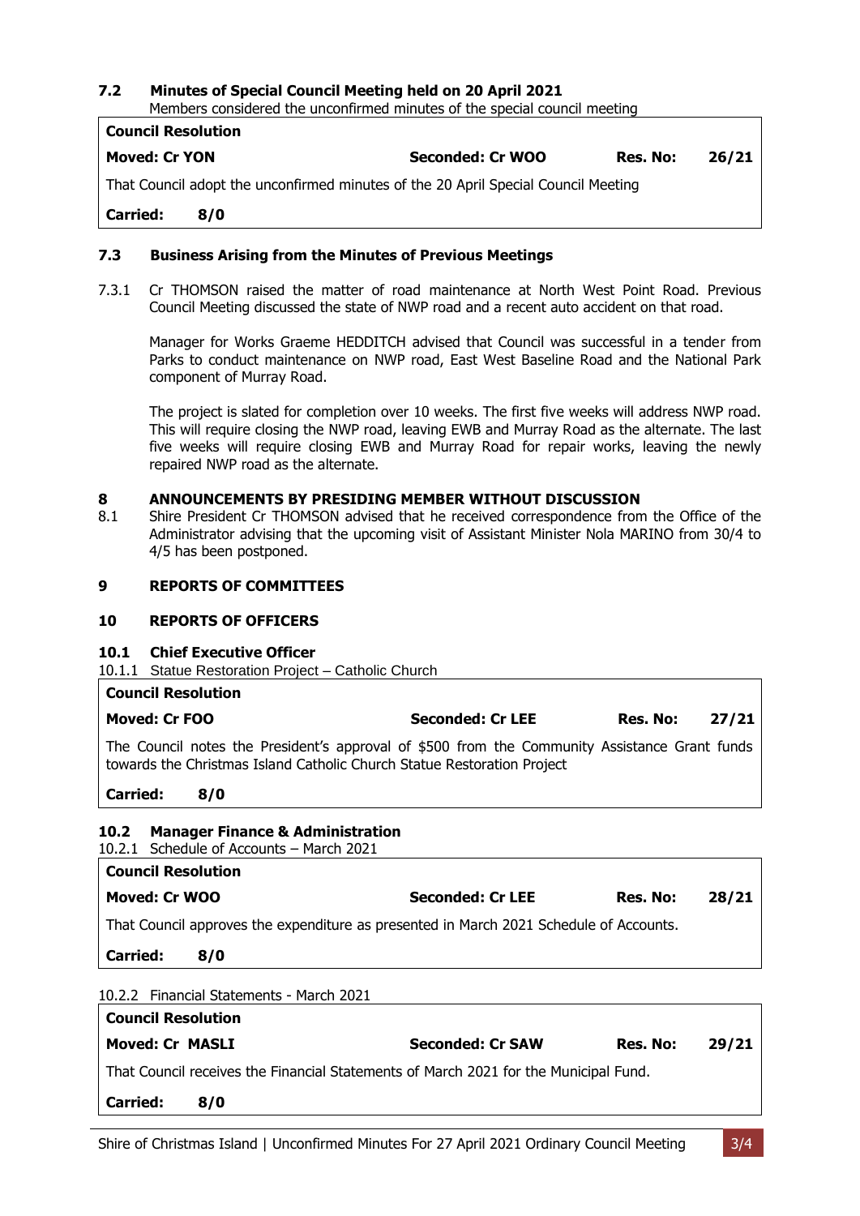## 7.2 Minutes of Special Council Meeting held on 20 April 2021

Members considered the unconfirmed minutes of the special council meeting

| **Council Resolution** | | | |
|---|---|---|---|
| **Moved: Cr YON** | **Seconded: Cr WOO** | **Res. No:** | **26/21** |
| That Council adopt the unconfirmed minutes of the 20 April Special Council Meeting | | | |
| **Carried: 8/0** | | | |

### 7.3 Business Arising from the Minutes of Previous Meetings

7.3.1 Cr THOMSON raised the matter of road maintenance at North West Point Road. Previous Council Meeting discussed the state of NWP road and a recent auto accident on that road.

Manager for Works Graeme HEDDITCH advised that Council was successful in a tender from Parks to conduct maintenance on NWP road, East West Baseline Road and the National Park component of Murray Road.

The project is slated for completion over 10 weeks. The first five weeks will address NWP road. This will require closing the NWP road, leaving EWB and Murray Road as the alternate. The last five weeks will require closing EWB and Murray Road for repair works, leaving the newly repaired NWP road as the alternate.

## 8 ANNOUNCEMENTS BY PRESIDING MEMBER WITHOUT DISCUSSION

8.1 Shire President Cr THOMSON advised that he received correspondence from the Office of the Administrator advising that the upcoming visit of Assistant Minister Nola MARINO from 30/4 to 4/5 has been postponed.

## 9 REPORTS OF COMMITTEES

## 10 REPORTS OF OFFICERS

### 10.1 Chief Executive Officer

10.1.1 Statue Restoration Project – Catholic Church

| **Council Resolution** | | | |
|---|---|---|---|
| **Moved: Cr FOO** | **Seconded: Cr LEE** | **Res. No:** | **27/21** |
| The Council notes the President's approval of $500 from the Community Assistance Grant funds towards the Christmas Island Catholic Church Statue Restoration Project | | | |
| **Carried: 8/0** | | | |

### 10.2 Manager Finance & Administration

10.2.1 Schedule of Accounts – March 2021

| **Council Resolution** | | | |
|---|---|---|---|
| **Moved: Cr WOO** | **Seconded: Cr LEE** | **Res. No:** | **28/21** |
| That Council approves the expenditure as presented in March 2021 Schedule of Accounts. | | | |
| **Carried: 8/0** | | | |

10.2.2 Financial Statements - March 2021

| **Council Resolution** | | | |
|---|---|---|---|
| **Moved: Cr MASLI** | **Seconded: Cr SAW** | **Res. No:** | **29/21** |
| That Council receives the Financial Statements of March 2021 for the Municipal Fund. | | | |
| **Carried: 8/0** | | | |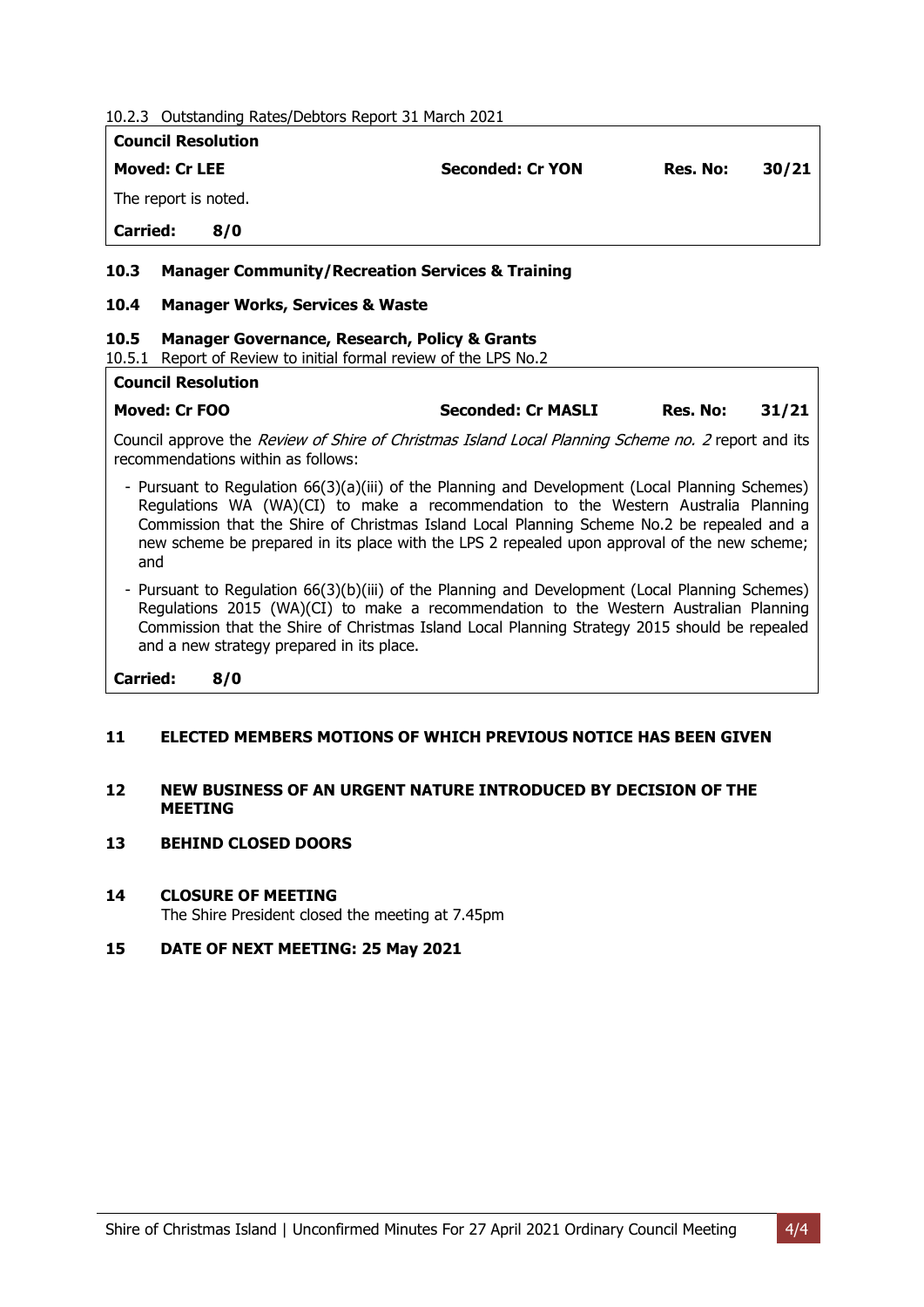10.2.3 Outstanding Rates/Debtors Report 31 March 2021

| | | | |
|---|---|---|---|
| **Council Resolution** | | | |
| **Moved: Cr LEE** | **Seconded: Cr YON** | **Res. No:** | **30/21** |
| The report is noted. | | | |
| **Carried: 8/0** | | | |

### 10.3 Manager Community/Recreation Services & Training

### 10.4 Manager Works, Services & Waste

### 10.5 Manager Governance, Research, Policy & Grants

10.5.1 Report of Review to initial formal review of the LPS No.2

**Council Resolution**

**Moved: Cr FOO** **Seconded: Cr MASLI** **Res. No: 31/21**

Council approve the *Review of Shire of Christmas Island Local Planning Scheme no. 2* report and its recommendations within as follows:

- Pursuant to Regulation 66(3)(a)(iii) of the Planning and Development (Local Planning Schemes) Regulations WA (WA)(CI) to make a recommendation to the Western Australia Planning Commission that the Shire of Christmas Island Local Planning Scheme No.2 be repealed and a new scheme be prepared in its place with the LPS 2 repealed upon approval of the new scheme; and
- Pursuant to Regulation 66(3)(b)(iii) of the Planning and Development (Local Planning Schemes) Regulations 2015 (WA)(CI) to make a recommendation to the Western Australian Planning Commission that the Shire of Christmas Island Local Planning Strategy 2015 should be repealed and a new strategy prepared in its place.

**Carried: 8/0**

## 11 ELECTED MEMBERS MOTIONS OF WHICH PREVIOUS NOTICE HAS BEEN GIVEN

## 12 NEW BUSINESS OF AN URGENT NATURE INTRODUCED BY DECISION OF THE MEETING

## 13 BEHIND CLOSED DOORS

## 14 CLOSURE OF MEETING

The Shire President closed the meeting at 7.45pm

## 15 DATE OF NEXT MEETING: 25 May 2021